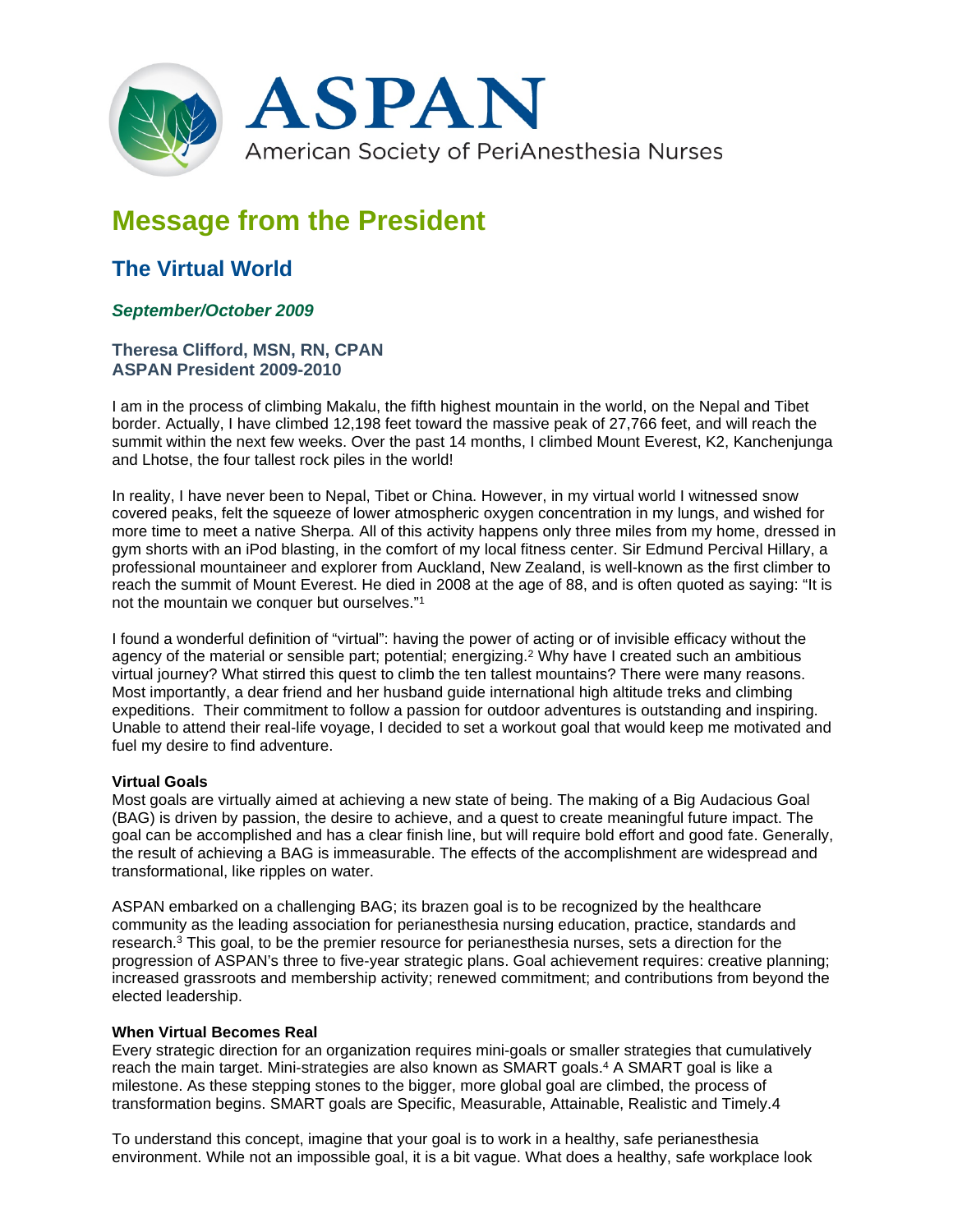# ASPAN

American Society of PeriAnesthesia Nurses

## Message from the President

### The Virtual World

***September/October 2009***

**Theresa Clifford, MSN, RN, CPAN**
**ASPAN President 2009-2010**

I am in the process of climbing Makalu, the fifth highest mountain in the world, on the Nepal and Tibet border. Actually, I have climbed 12,198 feet toward the massive peak of 27,766 feet, and will reach the summit within the next few weeks. Over the past 14 months, I climbed Mount Everest, K2, Kanchenjunga and Lhotse, the four tallest rock piles in the world!

In reality, I have never been to Nepal, Tibet or China. However, in my virtual world I witnessed snow covered peaks, felt the squeeze of lower atmospheric oxygen concentration in my lungs, and wished for more time to meet a native Sherpa. All of this activity happens only three miles from my home, dressed in gym shorts with an iPod blasting, in the comfort of my local fitness center. Sir Edmund Percival Hillary, a professional mountaineer and explorer from Auckland, New Zealand, is well-known as the first climber to reach the summit of Mount Everest. He died in 2008 at the age of 88, and is often quoted as saying: "It is not the mountain we conquer but ourselves."[1]

I found a wonderful definition of "virtual": having the power of acting or of invisible efficacy without the agency of the material or sensible part; potential; energizing.[2] Why have I created such an ambitious virtual journey? What stirred this quest to climb the ten tallest mountains? There were many reasons. Most importantly, a dear friend and her husband guide international high altitude treks and climbing expeditions. Their commitment to follow a passion for outdoor adventures is outstanding and inspiring. Unable to attend their real-life voyage, I decided to set a workout goal that would keep me motivated and fuel my desire to find adventure.

**Virtual Goals**

Most goals are virtually aimed at achieving a new state of being. The making of a Big Audacious Goal (BAG) is driven by passion, the desire to achieve, and a quest to create meaningful future impact. The goal can be accomplished and has a clear finish line, but will require bold effort and good fate. Generally, the result of achieving a BAG is immeasurable. The effects of the accomplishment are widespread and transformational, like ripples on water.

ASPAN embarked on a challenging BAG; its brazen goal is to be recognized by the healthcare community as the leading association for perianesthesia nursing education, practice, standards and research.[3] This goal, to be the premier resource for perianesthesia nurses, sets a direction for the progression of ASPAN's three to five-year strategic plans. Goal achievement requires: creative planning; increased grassroots and membership activity; renewed commitment; and contributions from beyond the elected leadership.

**When Virtual Becomes Real**

Every strategic direction for an organization requires mini-goals or smaller strategies that cumulatively reach the main target. Mini-strategies are also known as SMART goals.[4] A SMART goal is like a milestone. As these stepping stones to the bigger, more global goal are climbed, the process of transformation begins. SMART goals are Specific, Measurable, Attainable, Realistic and Timely.4

To understand this concept, imagine that your goal is to work in a healthy, safe perianesthesia environment. While not an impossible goal, it is a bit vague. What does a healthy, safe workplace look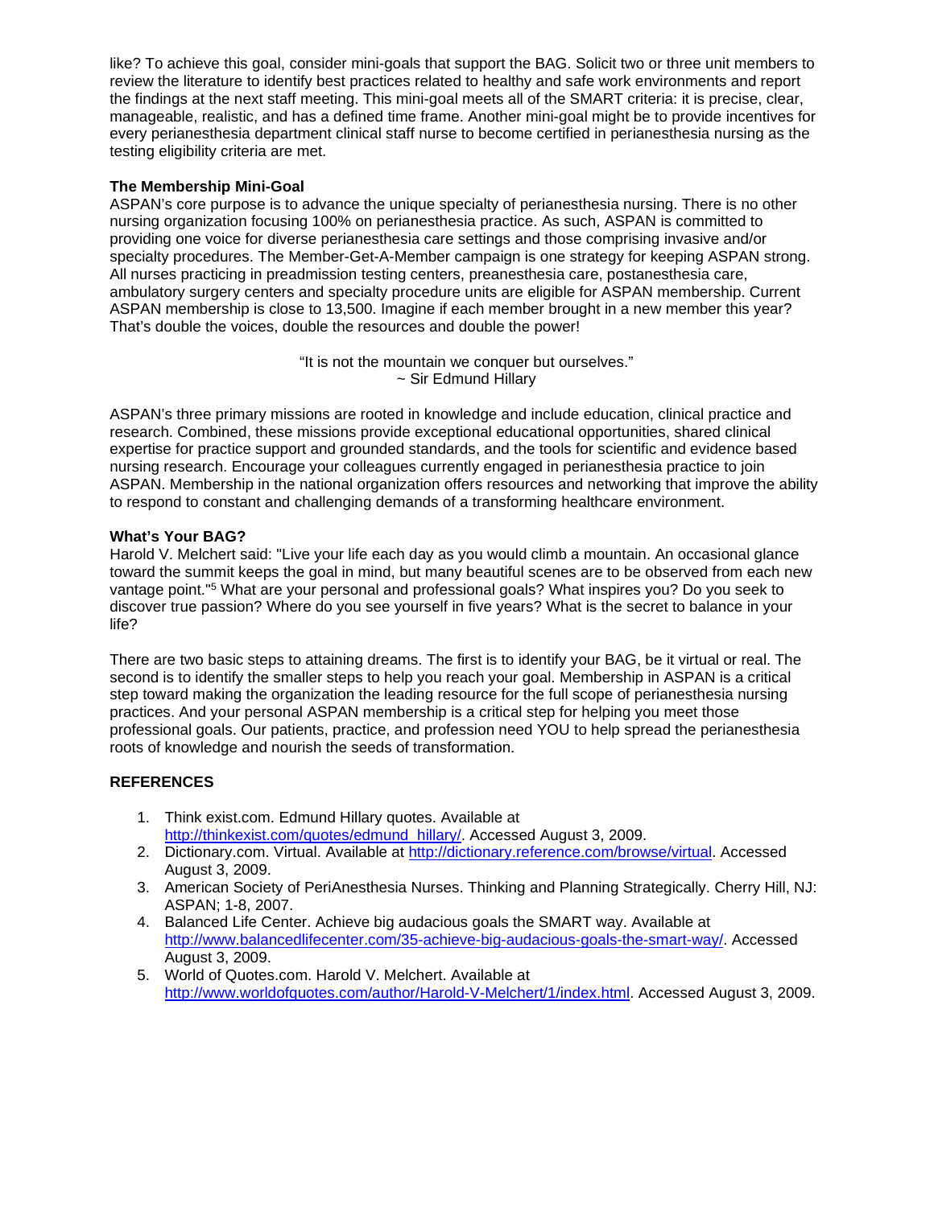like? To achieve this goal, consider mini-goals that support the BAG. Solicit two or three unit members to review the literature to identify best practices related to healthy and safe work environments and report the findings at the next staff meeting. This mini-goal meets all of the SMART criteria: it is precise, clear, manageable, realistic, and has a defined time frame. Another mini-goal might be to provide incentives for every perianesthesia department clinical staff nurse to become certified in perianesthesia nursing as the testing eligibility criteria are met.

**The Membership Mini-Goal**

ASPAN's core purpose is to advance the unique specialty of perianesthesia nursing. There is no other nursing organization focusing 100% on perianesthesia practice. As such, ASPAN is committed to providing one voice for diverse perianesthesia care settings and those comprising invasive and/or specialty procedures. The Member-Get-A-Member campaign is one strategy for keeping ASPAN strong. All nurses practicing in preadmission testing centers, preanesthesia care, postanesthesia care, ambulatory surgery centers and specialty procedure units are eligible for ASPAN membership. Current ASPAN membership is close to 13,500. Imagine if each member brought in a new member this year? That's double the voices, double the resources and double the power!

"It is not the mountain we conquer but ourselves."
~ Sir Edmund Hillary

ASPAN's three primary missions are rooted in knowledge and include education, clinical practice and research. Combined, these missions provide exceptional educational opportunities, shared clinical expertise for practice support and grounded standards, and the tools for scientific and evidence based nursing research. Encourage your colleagues currently engaged in perianesthesia practice to join ASPAN. Membership in the national organization offers resources and networking that improve the ability to respond to constant and challenging demands of a transforming healthcare environment.

**What's Your BAG?**

Harold V. Melchert said: "Live your life each day as you would climb a mountain. An occasional glance toward the summit keeps the goal in mind, but many beautiful scenes are to be observed from each new vantage point."[5] What are your personal and professional goals? What inspires you? Do you seek to discover true passion? Where do you see yourself in five years? What is the secret to balance in your life?

There are two basic steps to attaining dreams. The first is to identify your BAG, be it virtual or real. The second is to identify the smaller steps to help you reach your goal. Membership in ASPAN is a critical step toward making the organization the leading resource for the full scope of perianesthesia nursing practices. And your personal ASPAN membership is a critical step for helping you meet those professional goals. Our patients, practice, and profession need YOU to help spread the perianesthesia roots of knowledge and nourish the seeds of transformation.

**REFERENCES**

1. Think exist.com. Edmund Hillary quotes. Available at http://thinkexist.com/quotes/edmund_hillary/. Accessed August 3, 2009.
2. Dictionary.com. Virtual. Available at http://dictionary.reference.com/browse/virtual. Accessed August 3, 2009.
3. American Society of PeriAnesthesia Nurses. Thinking and Planning Strategically. Cherry Hill, NJ: ASPAN; 1-8, 2007.
4. Balanced Life Center. Achieve big audacious goals the SMART way. Available at http://www.balancedlifecenter.com/35-achieve-big-audacious-goals-the-smart-way/. Accessed August 3, 2009.
5. World of Quotes.com. Harold V. Melchert. Available at http://www.worldofquotes.com/author/Harold-V-Melchert/1/index.html. Accessed August 3, 2009.